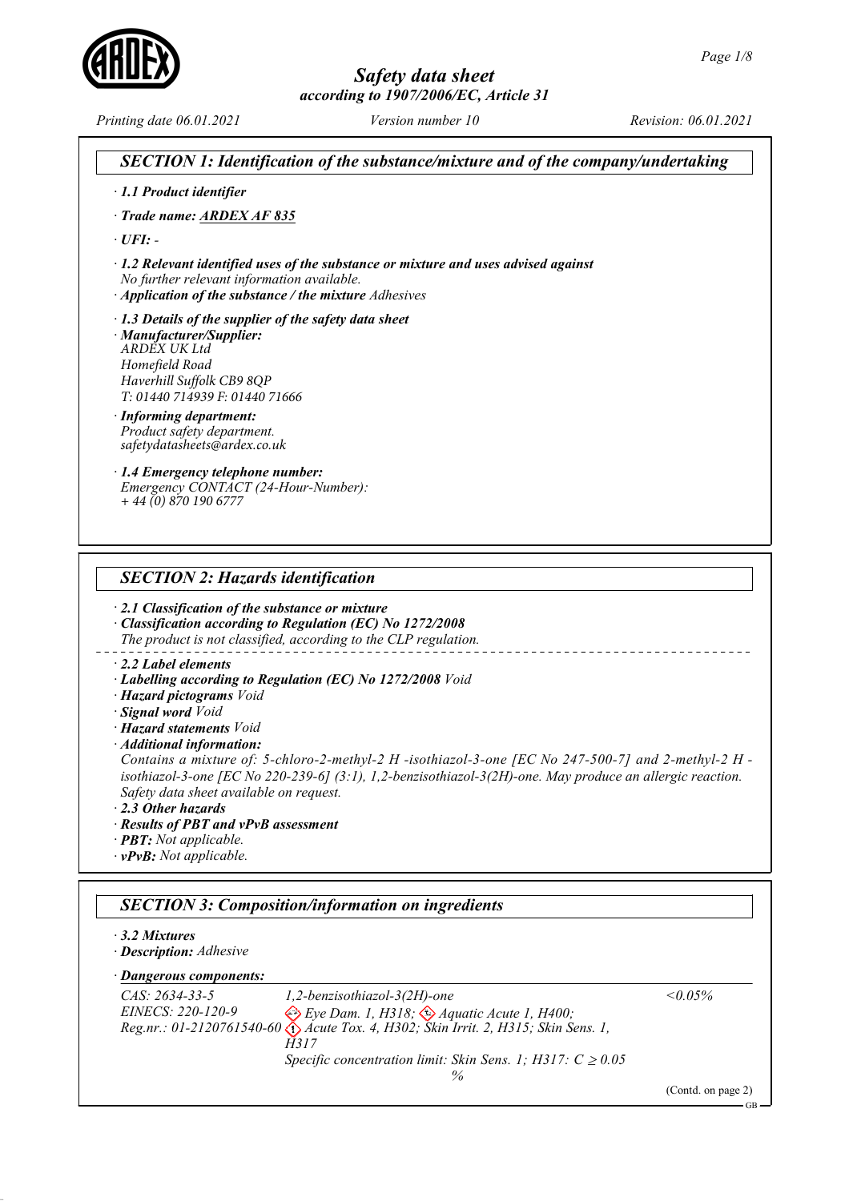# Safety data sheet

*according to 1907/2006/EC, Article 31*

*Printing date 06.01.2021* *Version number 10* *Revision: 06.01.2021*

## SECTION 1: Identification of the substance/mixture and of the company/undertaking

· ***1.1 Product identifier***

· ***Trade name: ARDEX AF 835***

· ***UFI:*** -

· ***1.2 Relevant identified uses of the substance or mixture and uses advised against***
*No further relevant information available.*

· ***Application of the substance / the mixture*** *Adhesives*

· ***1.3 Details of the supplier of the safety data sheet***

· ***Manufacturer/Supplier:***
*ARDEX UK Ltd*
*Homefield Road*
*Haverhill Suffolk CB9 8QP*
*T: 01440 714939 F: 01440 71666*

· ***Informing department:***
*Product safety department.*
*safetydatasheets@ardex.co.uk*

· ***1.4 Emergency telephone number:***
*Emergency CONTACT (24-Hour-Number):*
*+ 44 (0) 870 190 6777*

## SECTION 2: Hazards identification

· ***2.1 Classification of the substance or mixture***

· ***Classification according to Regulation (EC) No 1272/2008***
*The product is not classified, according to the CLP regulation.*

· ***2.2 Label elements***

· ***Labelling according to Regulation (EC) No 1272/2008*** *Void*

· ***Hazard pictograms*** *Void*

· ***Signal word*** *Void*

· ***Hazard statements*** *Void*

· ***Additional information:***
*Contains a mixture of: 5-chloro-2-methyl-2 H -isothiazol-3-one [EC No 247-500-7] and 2-methyl-2 H -isothiazol-3-one [EC No 220-239-6] (3:1), 1,2-benzisothiazol-3(2H)-one. May produce an allergic reaction. Safety data sheet available on request.*

· ***2.3 Other hazards***

· ***Results of PBT and vPvB assessment***

· ***PBT:*** *Not applicable.*

· ***vPvB:*** *Not applicable.*

## SECTION 3: Composition/information on ingredients

· ***3.2 Mixtures***

· ***Description:*** *Adhesive*

· ***Dangerous components:***

| | | |
|---|---|---|
| CAS: 2634-33-5<br>EINECS: 220-120-9<br>Reg.nr.: 01-2120761540-60 | 1,2-benzisothiazol-3(2H)-one<br>Eye Dam. 1, H318; Aquatic Acute 1, H400; Acute Tox. 4, H302; Skin Irrit. 2, H315; Skin Sens. 1, H317<br>Specific concentration limit: Skin Sens. 1; H317: $C \geq 0.05$ % | <0.05% |

(Contd. on page 2)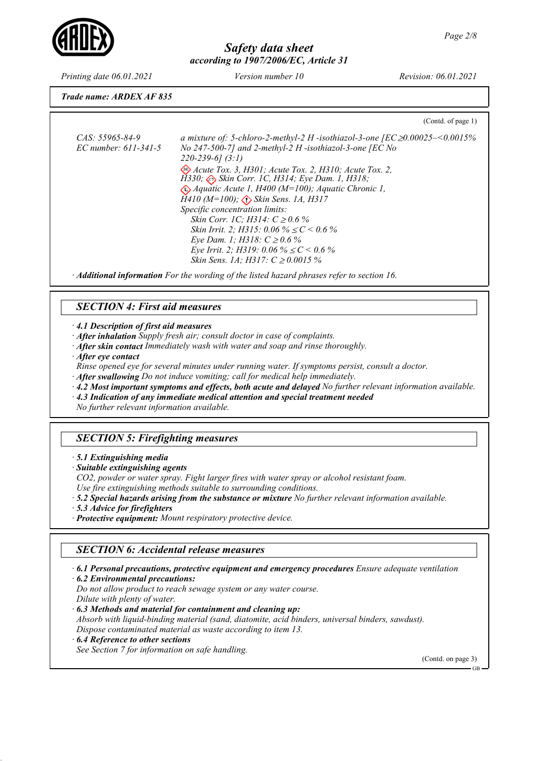Trade name: ARDEX AF 835

(Contd. of page 1)

| | | |
|---|---|---|
| CAS: 55965-84-9<br>EC number: 611-341-5 | a mixture of: 5-chloro-2-methyl-2 H -isothiazol-3-one [EC No 247-500-7] and 2-methyl-2 H -isothiazol-3-one [EC No 220-239-6] (3:1)<br>Acute Tox. 3, H301; Acute Tox. 2, H310; Acute Tox. 2, H330; Skin Corr. 1C, H314; Eye Dam. 1, H318; Aquatic Acute 1, H400 (M=100); Aquatic Chronic 1, H410 (M=100); Skin Sens. 1A, H317<br>Specific concentration limits:<br>Skin Corr. 1C; H314: $C \geq 0.6$ %<br>Skin Irrit. 2; H315: $0.06 \% \leq C < 0.6 \%$<br>Eye Dam. 1; H318: $C \geq 0.6$ %<br>Eye Irrit. 2; H319: $0.06 \% \leq C < 0.6 \%$<br>Skin Sens. 1A; H317: $C \geq 0.0015$ % | ≥0.00025–<0.0015% |

· **Additional information** For the wording of the listed hazard phrases refer to section 16.

## SECTION 4: First aid measures

· **4.1 Description of first aid measures**
· **After inhalation** Supply fresh air; consult doctor in case of complaints.
· **After skin contact** Immediately wash with water and soap and rinse thoroughly.
· **After eye contact**
Rinse opened eye for several minutes under running water. If symptoms persist, consult a doctor.
· **After swallowing** Do not induce vomiting; call for medical help immediately.
· **4.2 Most important symptoms and effects, both acute and delayed** No further relevant information available.
· **4.3 Indication of any immediate medical attention and special treatment needed**
No further relevant information available.

## SECTION 5: Firefighting measures

· **5.1 Extinguishing media**
· **Suitable extinguishing agents**
CO2, powder or water spray. Fight larger fires with water spray or alcohol resistant foam.
Use fire extinguishing methods suitable to surrounding conditions.
· **5.2 Special hazards arising from the substance or mixture** No further relevant information available.
· **5.3 Advice for firefighters**
· **Protective equipment:** Mount respiratory protective device.

## SECTION 6: Accidental release measures

· **6.1 Personal precautions, protective equipment and emergency procedures** Ensure adequate ventilation
· **6.2 Environmental precautions:**
Do not allow product to reach sewage system or any water course.
Dilute with plenty of water.
· **6.3 Methods and material for containment and cleaning up:**
Absorb with liquid-binding material (sand, diatomite, acid binders, universal binders, sawdust).
Dispose contaminated material as waste according to item 13.
· **6.4 Reference to other sections**
See Section 7 for information on safe handling.

(Contd. on page 3)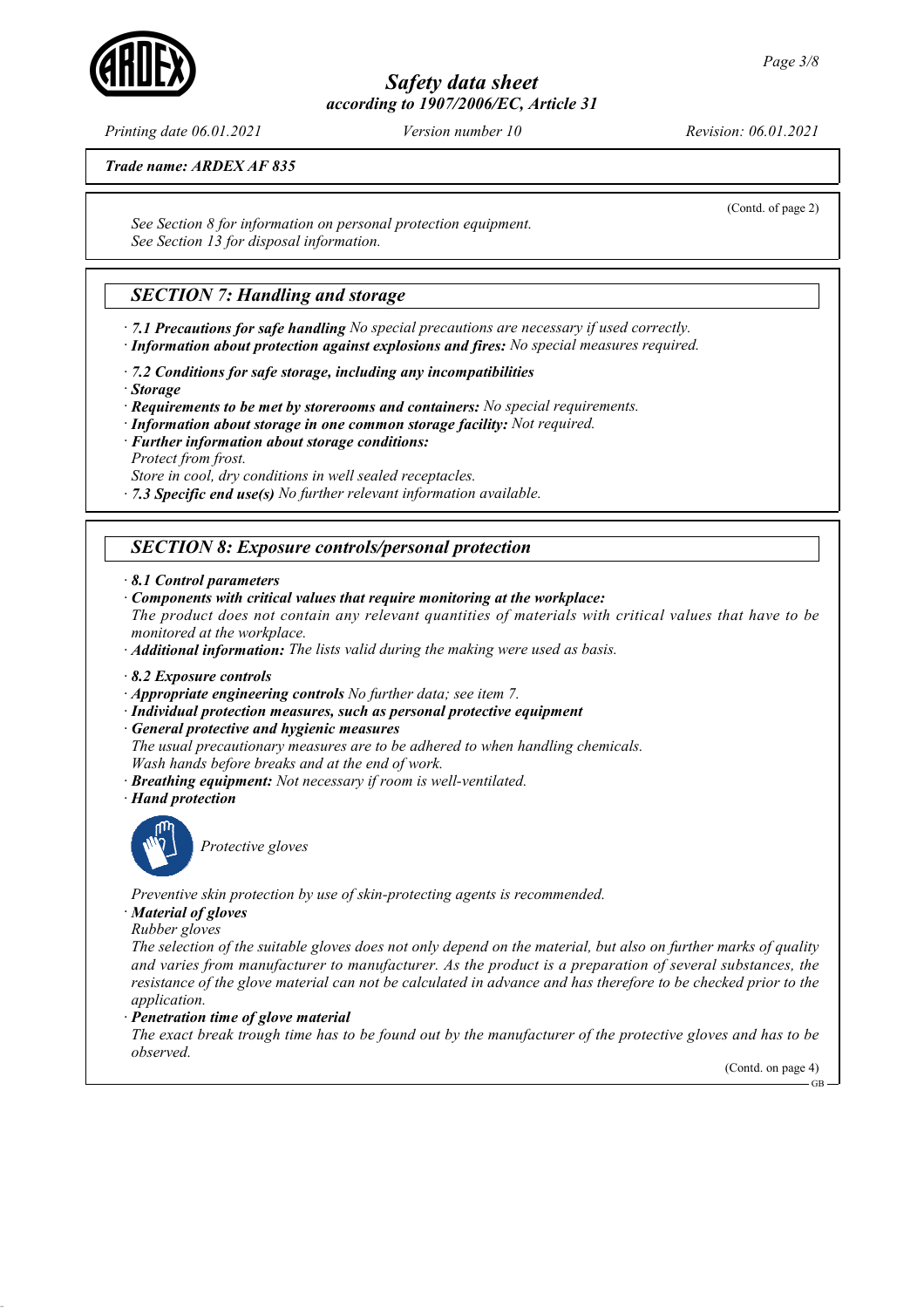*Trade name: ARDEX AF 835*

(Contd. of page 2)

*See Section 8 for information on personal protection equipment.*
*See Section 13 for disposal information.*

## *SECTION 7: Handling and storage*

· ***7.1 Precautions for safe handling*** *No special precautions are necessary if used correctly.*
· ***Information about protection against explosions and fires:*** *No special measures required.*

· ***7.2 Conditions for safe storage, including any incompatibilities***
· ***Storage***
· ***Requirements to be met by storerooms and containers:*** *No special requirements.*
· ***Information about storage in one common storage facility:*** *Not required.*
· ***Further information about storage conditions:***
*Protect from frost.*
*Store in cool, dry conditions in well sealed receptacles.*
· ***7.3 Specific end use(s)*** *No further relevant information available.*

## *SECTION 8: Exposure controls/personal protection*

· ***8.1 Control parameters***
· ***Components with critical values that require monitoring at the workplace:***
*The product does not contain any relevant quantities of materials with critical values that have to be monitored at the workplace.*
· ***Additional information:*** *The lists valid during the making were used as basis.*

· ***8.2 Exposure controls***
· ***Appropriate engineering controls*** *No further data; see item 7.*
· ***Individual protection measures, such as personal protective equipment***
· ***General protective and hygienic measures***
*The usual precautionary measures are to be adhered to when handling chemicals.*
*Wash hands before breaks and at the end of work.*
· ***Breathing equipment:*** *Not necessary if room is well-ventilated.*
· ***Hand protection***

*Protective gloves*

*Preventive skin protection by use of skin-protecting agents is recommended.*
· ***Material of gloves***
*Rubber gloves*
*The selection of the suitable gloves does not only depend on the material, but also on further marks of quality and varies from manufacturer to manufacturer. As the product is a preparation of several substances, the resistance of the glove material can not be calculated in advance and has therefore to be checked prior to the application.*
· ***Penetration time of glove material***
*The exact break trough time has to be found out by the manufacturer of the protective gloves and has to be observed.*

(Contd. on page 4)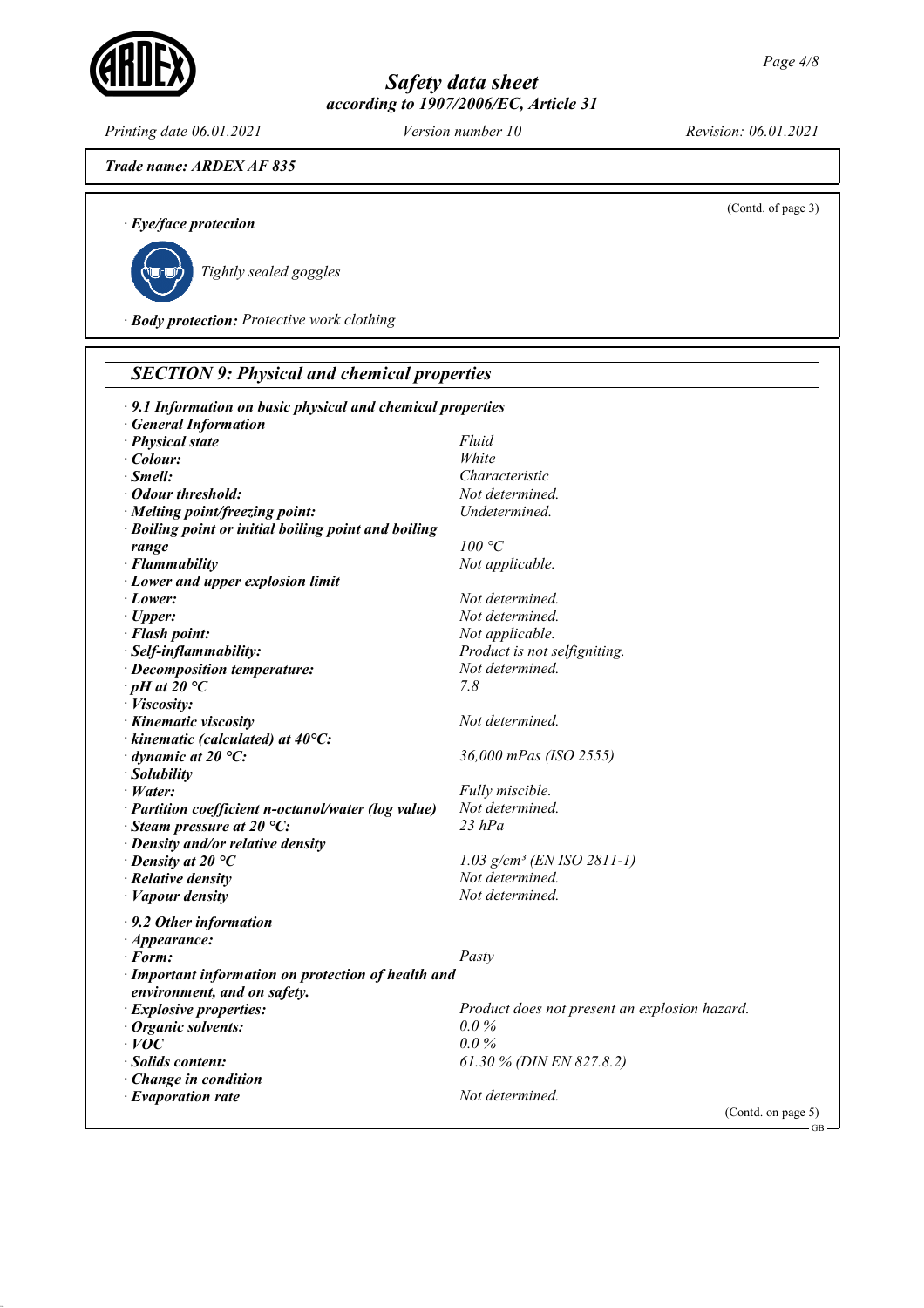Trade name: ARDEX AF 835

(Contd. of page 3)

· **Eye/face protection**

Tightly sealed goggles

· **Body protection:** Protective work clothing

## SECTION 9: Physical and chemical properties

· **9.1 Information on basic physical and chemical properties**

· **General Information**

| | |
|---|---|
| · **Physical state** | Fluid |
| · **Colour:** | White |
| · **Smell:** | Characteristic |
| · **Odour threshold:** | Not determined. |
| · **Melting point/freezing point:** | Undetermined. |
| · **Boiling point or initial boiling point and boiling range** | 100 °C |
| · **Flammability** | Not applicable. |
| · **Lower and upper explosion limit** | |
| · **Lower:** | Not determined. |
| · **Upper:** | Not determined. |
| · **Flash point:** | Not applicable. |
| · **Self-inflammability:** | Product is not selfigniting. |
| · **Decomposition temperature:** | Not determined. |
| · **pH at 20 °C** | 7.8 |
| · **Viscosity:** | |
| · **Kinematic viscosity** | Not determined. |
| · **kinematic (calculated) at 40°C:** | |
| · **dynamic at 20 °C:** | 36,000 mPas (ISO 2555) |
| · **Solubility** | |
| · **Water:** | Fully miscible. |
| · **Partition coefficient n-octanol/water (log value)** | Not determined. |
| · **Steam pressure at 20 °C:** | 23 hPa |
| · **Density and/or relative density** | |
| · **Density at 20 °C** | 1.03 g/cm³ (EN ISO 2811-1) |
| · **Relative density** | Not determined. |
| · **Vapour density** | Not determined. |

· **9.2 Other information**

| | |
|---|---|
| · **Appearance:** | |
| · **Form:** | Pasty |
| · **Important information on protection of health and environment, and on safety.** | |
| · **Explosive properties:** | Product does not present an explosion hazard. |
| · **Organic solvents:** | 0.0 % |
| · **VOC** | 0.0 % |
| · **Solids content:** | 61.30 % (DIN EN 827.8.2) |
| · **Change in condition** | |
| · **Evaporation rate** | Not determined. |

(Contd. on page 5)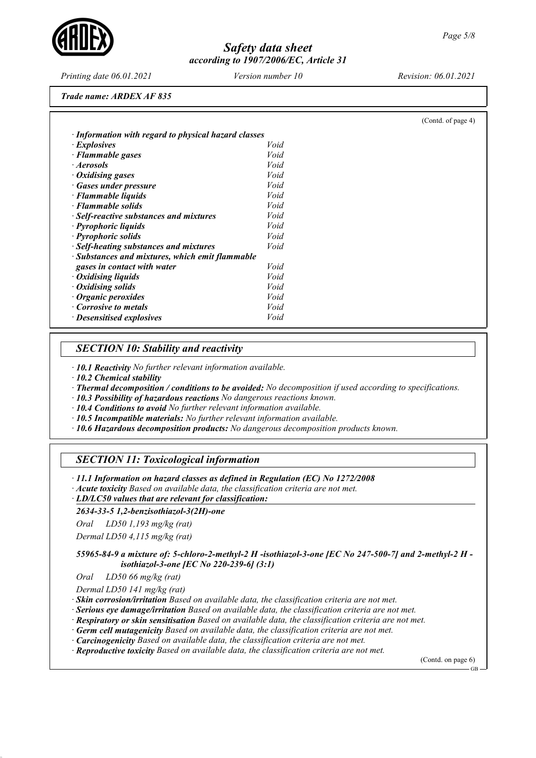*Trade name: ARDEX AF 835*

(Contd. of page 4)

· ***Information with regard to physical hazard classes***

| | |
|---|---|
| · ***Explosives*** | *Void* |
| · ***Flammable gases*** | *Void* |
| · ***Aerosols*** | *Void* |
| · ***Oxidising gases*** | *Void* |
| · ***Gases under pressure*** | *Void* |
| · ***Flammable liquids*** | *Void* |
| · ***Flammable solids*** | *Void* |
| · ***Self-reactive substances and mixtures*** | *Void* |
| · ***Pyrophoric liquids*** | *Void* |
| · ***Pyrophoric solids*** | *Void* |
| · ***Self-heating substances and mixtures*** | *Void* |
| · ***Substances and mixtures, which emit flammable gases in contact with water*** | *Void* |
| · ***Oxidising liquids*** | *Void* |
| · ***Oxidising solids*** | *Void* |
| · ***Organic peroxides*** | *Void* |
| · ***Corrosive to metals*** | *Void* |
| · ***Desensitised explosives*** | *Void* |

## *SECTION 10: Stability and reactivity*

· ***10.1 Reactivity*** *No further relevant information available.*
· ***10.2 Chemical stability***
· ***Thermal decomposition / conditions to be avoided:*** *No decomposition if used according to specifications.*
· ***10.3 Possibility of hazardous reactions*** *No dangerous reactions known.*
· ***10.4 Conditions to avoid*** *No further relevant information available.*
· ***10.5 Incompatible materials:*** *No further relevant information available.*
· ***10.6 Hazardous decomposition products:*** *No dangerous decomposition products known.*

## *SECTION 11: Toxicological information*

· ***11.1 Information on hazard classes as defined in Regulation (EC) No 1272/2008***
· ***Acute toxicity*** *Based on available data, the classification criteria are not met.*
· ***LD/LC50 values that are relevant for classification:***

***2634-33-5 1,2-benzisothiazol-3(2H)-one***

| | | |
|---|---|---|
| *Oral* | *LD50* | *1,193 mg/kg (rat)* |
| *Dermal* | *LD50* | *4,115 mg/kg (rat)* |

***55965-84-9 a mixture of: 5-chloro-2-methyl-2 H -isothiazol-3-one [EC No 247-500-7] and 2-methyl-2 H - isothiazol-3-one [EC No 220-239-6] (3:1)***

| | | |
|---|---|---|
| *Oral* | *LD50* | *66 mg/kg (rat)* |
| *Dermal* | *LD50* | *141 mg/kg (rat)* |

· ***Skin corrosion/irritation*** *Based on available data, the classification criteria are not met.*
· ***Serious eye damage/irritation*** *Based on available data, the classification criteria are not met.*
· ***Respiratory or skin sensitisation*** *Based on available data, the classification criteria are not met.*
· ***Germ cell mutagenicity*** *Based on available data, the classification criteria are not met.*
· ***Carcinogenicity*** *Based on available data, the classification criteria are not met.*
· ***Reproductive toxicity*** *Based on available data, the classification criteria are not met.*

(Contd. on page 6)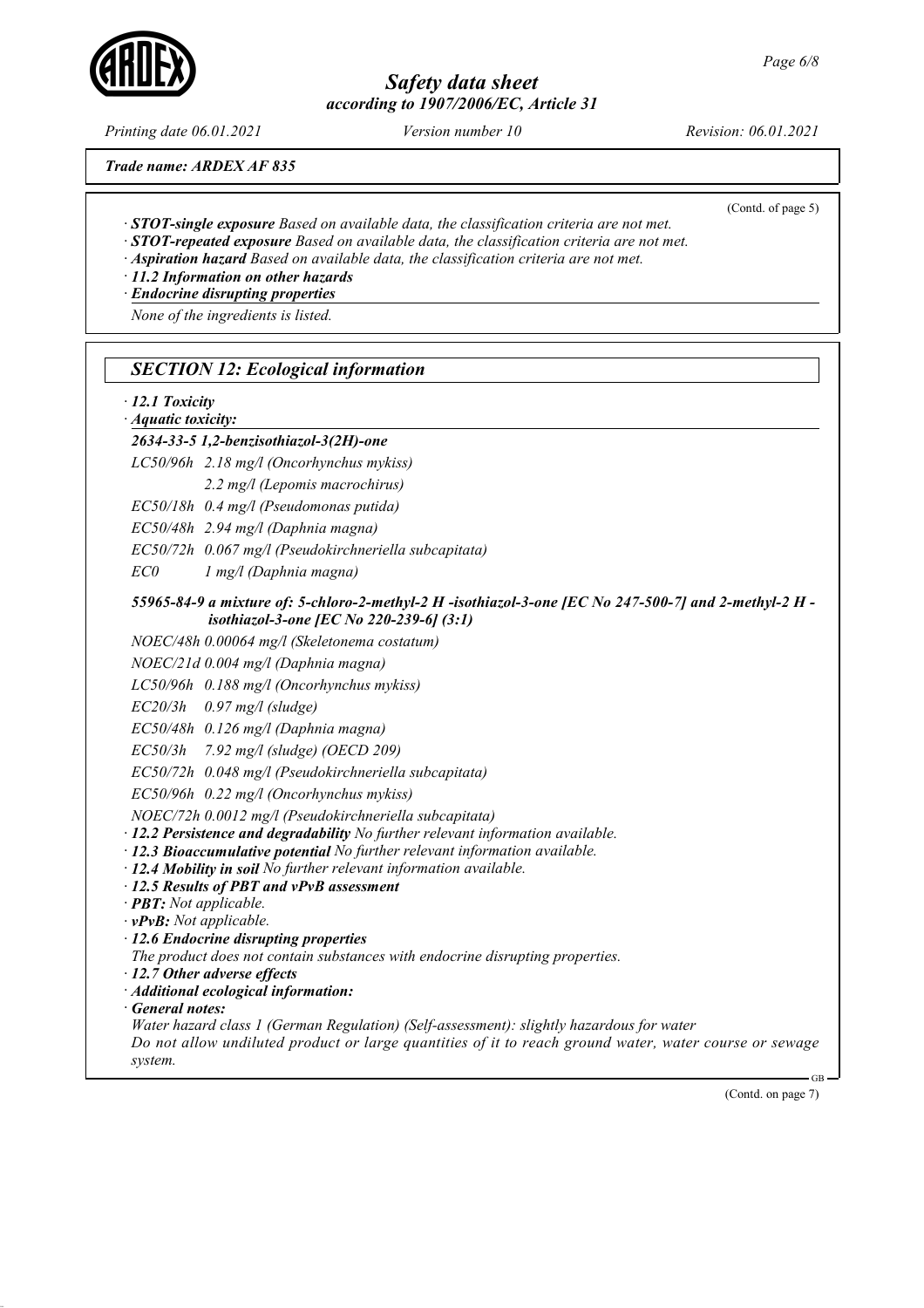*Trade name: ARDEX AF 835*

(Contd. of page 5)

· ***STOT-single exposure*** *Based on available data, the classification criteria are not met.*
· ***STOT-repeated exposure*** *Based on available data, the classification criteria are not met.*
· ***Aspiration hazard*** *Based on available data, the classification criteria are not met.*
· ***11.2 Information on other hazards***
· ***Endocrine disrupting properties***

*None of the ingredients is listed.*

## *SECTION 12: Ecological information*

· ***12.1 Toxicity***
· ***Aquatic toxicity:***

***2634-33-5 1,2-benzisothiazol-3(2H)-one***

| | |
|---|---|
| *LC50/96h* | *2.18 mg/l (Oncorhynchus mykiss)* |
| | *2.2 mg/l (Lepomis macrochirus)* |
| *EC50/18h* | *0.4 mg/l (Pseudomonas putida)* |
| *EC50/48h* | *2.94 mg/l (Daphnia magna)* |
| *EC50/72h* | *0.067 mg/l (Pseudokirchneriella subcapitata)* |
| *EC0* | *1 mg/l (Daphnia magna)* |

***55965-84-9 a mixture of: 5-chloro-2-methyl-2 H -isothiazol-3-one [EC No 247-500-7] and 2-methyl-2 H -isothiazol-3-one [EC No 220-239-6] (3:1)***

| | |
|---|---|
| *NOEC/48h* | *0.00064 mg/l (Skeletonema costatum)* |
| *NOEC/21d* | *0.004 mg/l (Daphnia magna)* |
| *LC50/96h* | *0.188 mg/l (Oncorhynchus mykiss)* |
| *EC20/3h* | *0.97 mg/l (sludge)* |
| *EC50/48h* | *0.126 mg/l (Daphnia magna)* |
| *EC50/3h* | *7.92 mg/l (sludge) (OECD 209)* |
| *EC50/72h* | *0.048 mg/l (Pseudokirchneriella subcapitata)* |
| *EC50/96h* | *0.22 mg/l (Oncorhynchus mykiss)* |
| *NOEC/72h* | *0.0012 mg/l (Pseudokirchneriella subcapitata)* |

· ***12.2 Persistence and degradability*** *No further relevant information available.*
· ***12.3 Bioaccumulative potential*** *No further relevant information available.*
· ***12.4 Mobility in soil*** *No further relevant information available.*
· ***12.5 Results of PBT and vPvB assessment***
· ***PBT:*** *Not applicable.*
· ***vPvB:*** *Not applicable.*
· ***12.6 Endocrine disrupting properties***

*The product does not contain substances with endocrine disrupting properties.*

· ***12.7 Other adverse effects***
· ***Additional ecological information:***
· ***General notes:***

*Water hazard class 1 (German Regulation) (Self-assessment): slightly hazardous for water*
*Do not allow undiluted product or large quantities of it to reach ground water, water course or sewage system.*

(Contd. on page 7)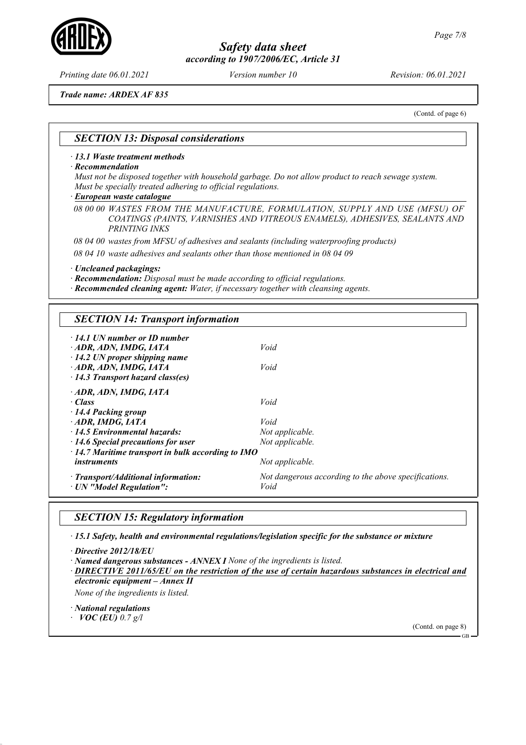*Trade name: ARDEX AF 835*

(Contd. of page 6)

## SECTION 13: Disposal considerations

· ***13.1 Waste treatment methods***

· ***Recommendation***

*Must not be disposed together with household garbage. Do not allow product to reach sewage system. Must be specially treated adhering to official regulations.*

· ***European waste catalogue***

| | |
|---|---|
| *08 00 00* | *WASTES FROM THE MANUFACTURE, FORMULATION, SUPPLY AND USE (MFSU) OF COATINGS (PAINTS, VARNISHES AND VITREOUS ENAMELS), ADHESIVES, SEALANTS AND PRINTING INKS* |
| *08 04 00* | *wastes from MFSU of adhesives and sealants (including waterproofing products)* |
| *08 04 10* | *waste adhesives and sealants other than those mentioned in 08 04 09* |

· ***Uncleaned packagings:***

· ***Recommendation:*** *Disposal must be made according to official regulations.*

· ***Recommended cleaning agent:*** *Water, if necessary together with cleansing agents.*

## SECTION 14: Transport information

| | |
|---|---|
| · ***14.1 UN number or ID number*** | |
| · ***ADR, ADN, IMDG, IATA*** | *Void* |
| · ***14.2 UN proper shipping name*** | |
| · ***ADR, ADN, IMDG, IATA*** | *Void* |
| · ***14.3 Transport hazard class(es)*** | |
| · ***ADR, ADN, IMDG, IATA*** | |
| · ***Class*** | *Void* |
| · ***14.4 Packing group*** | |
| · ***ADR, IMDG, IATA*** | *Void* |
| · ***14.5 Environmental hazards:*** | *Not applicable.* |
| · ***14.6 Special precautions for user*** | *Not applicable.* |
| · ***14.7 Maritime transport in bulk according to IMO instruments*** | *Not applicable.* |
| · ***Transport/Additional information:*** | *Not dangerous according to the above specifications.* |
| · ***UN "Model Regulation":*** | *Void* |

## SECTION 15: Regulatory information

· ***15.1 Safety, health and environmental regulations/legislation specific for the substance or mixture***

· ***Directive 2012/18/EU***

· ***Named dangerous substances - ANNEX I*** *None of the ingredients is listed.*

· ***DIRECTIVE 2011/65/EU on the restriction of the use of certain hazardous substances in electrical and electronic equipment – Annex II***

*None of the ingredients is listed.*

· ***National regulations***

· ***VOC (EU)*** *0.7 g/l*

(Contd. on page 8)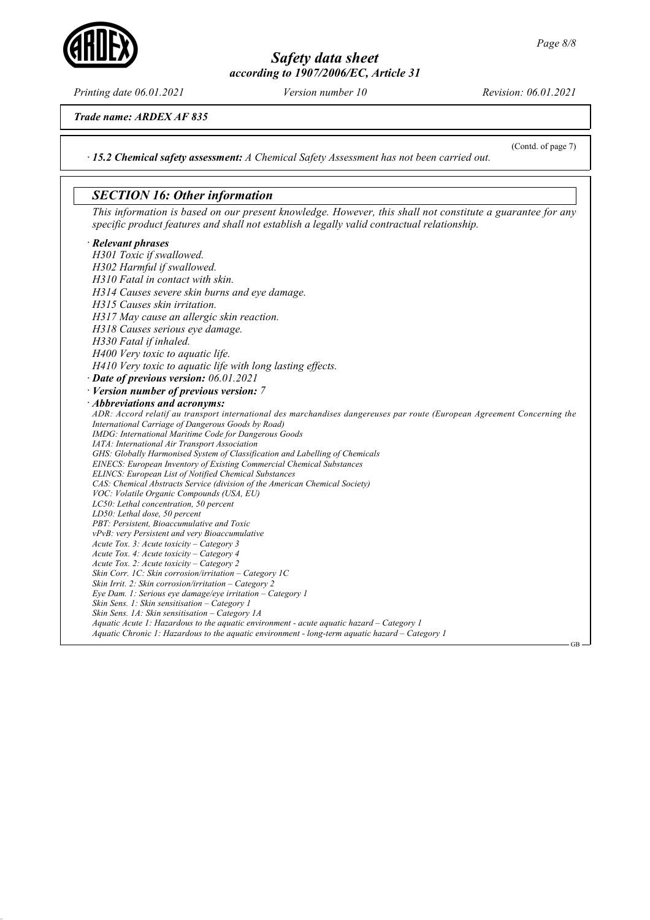*Trade name: ARDEX AF 835*

(Contd. of page 7)

· ***15.2 Chemical safety assessment:*** *A Chemical Safety Assessment has not been carried out.*

## *SECTION 16: Other information*

*This information is based on our present knowledge. However, this shall not constitute a guarantee for any specific product features and shall not establish a legally valid contractual relationship.*

· ***Relevant phrases***

*H301 Toxic if swallowed.*
*H302 Harmful if swallowed.*
*H310 Fatal in contact with skin.*
*H314 Causes severe skin burns and eye damage.*
*H315 Causes skin irritation.*
*H317 May cause an allergic skin reaction.*
*H318 Causes serious eye damage.*
*H330 Fatal if inhaled.*
*H400 Very toxic to aquatic life.*
*H410 Very toxic to aquatic life with long lasting effects.*

· ***Date of previous version:*** *06.01.2021*

· ***Version number of previous version:*** *7*

· ***Abbreviations and acronyms:***

*ADR: Accord relatif au transport international des marchandises dangereuses par route (European Agreement Concerning the International Carriage of Dangerous Goods by Road)*
*IMDG: International Maritime Code for Dangerous Goods*
*IATA: International Air Transport Association*
*GHS: Globally Harmonised System of Classification and Labelling of Chemicals*
*EINECS: European Inventory of Existing Commercial Chemical Substances*
*ELINCS: European List of Notified Chemical Substances*
*CAS: Chemical Abstracts Service (division of the American Chemical Society)*
*VOC: Volatile Organic Compounds (USA, EU)*
*LC50: Lethal concentration, 50 percent*
*LD50: Lethal dose, 50 percent*
*PBT: Persistent, Bioaccumulative and Toxic*
*vPvB: very Persistent and very Bioaccumulative*
*Acute Tox. 3: Acute toxicity – Category 3*
*Acute Tox. 4: Acute toxicity – Category 4*
*Acute Tox. 2: Acute toxicity – Category 2*
*Skin Corr. 1C: Skin corrosion/irritation – Category 1C*
*Skin Irrit. 2: Skin corrosion/irritation – Category 2*
*Eye Dam. 1: Serious eye damage/eye irritation – Category 1*
*Skin Sens. 1: Skin sensitisation – Category 1*
*Skin Sens. 1A: Skin sensitisation – Category 1A*
*Aquatic Acute 1: Hazardous to the aquatic environment - acute aquatic hazard – Category 1*
*Aquatic Chronic 1: Hazardous to the aquatic environment - long-term aquatic hazard – Category 1*